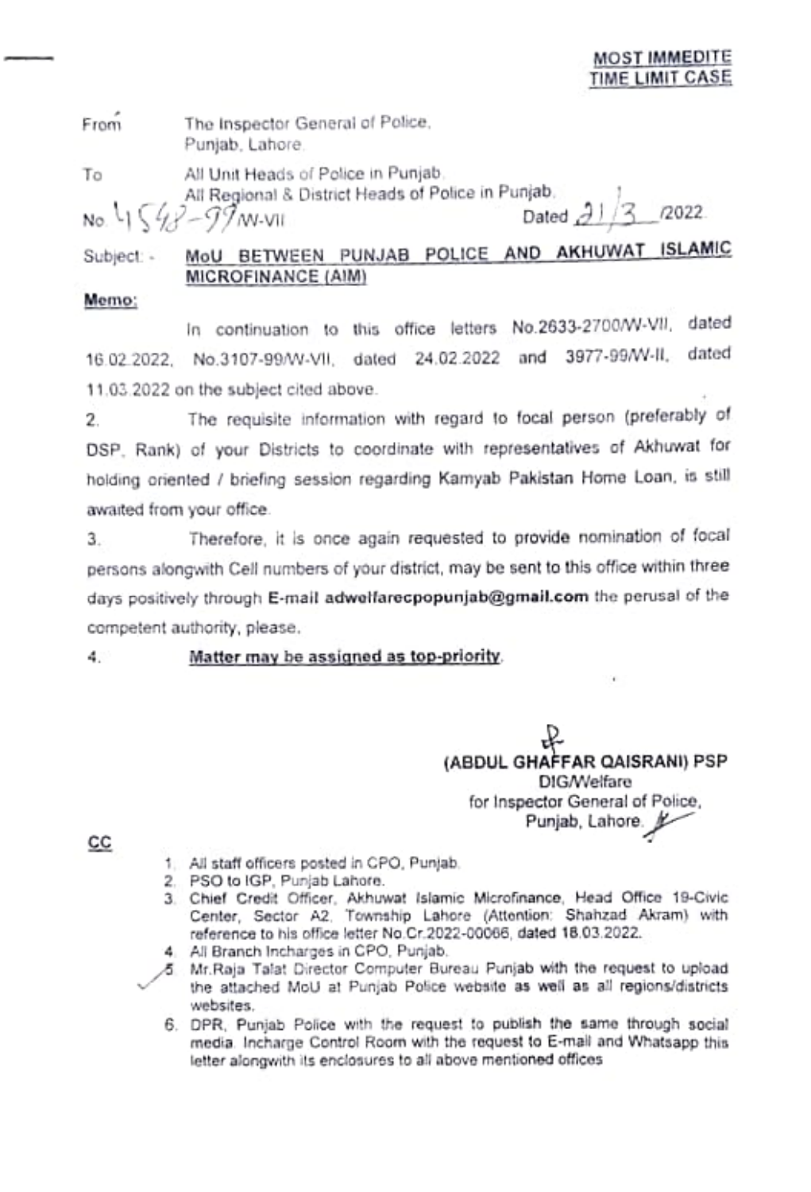**MOST IMMEDITE**
**TIME LIMIT CASE**

From The Inspector General of Police,
Punjab, Lahore.

To All Unit Heads of Police in Punjab.
All Regional & District Heads of Police in Punjab.

No. 4548-99/W-VII Dated 21/3/2022.

Subject: - **MoU BETWEEN PUNJAB POLICE AND AKHUWAT ISLAMIC MICROFINANCE (AIM)**

**Memo:**

In continuation to this office letters No.2633-2700/W-VII, dated 16.02.2022, No.3107-99/W-VII, dated 24.02.2022 and 3977-99/W-II, dated 11.03.2022 on the subject cited above.

2. The requisite information with regard to focal person (preferably of DSP, Rank) of your Districts to coordinate with representatives of Akhuwat for holding oriented / briefing session regarding Kamyab Pakistan Home Loan, is still awaited from your office.

3. Therefore, it is once again requested to provide nomination of focal persons alongwith Cell numbers of your district, may be sent to this office within three days positively through **E-mail adwelfarecpopunjab@gmail.com** the perusal of the competent authority, please.

4. **Matter may be assigned as top-priority.**

**(ABDUL GHAFFAR QAISRANI) PSP**
DIG/Welfare
for Inspector General of Police,
Punjab, Lahore.

**CC**

1. All staff officers posted in CPO, Punjab.
2. PSO to IGP, Punjab Lahore.
3. Chief Credit Officer, Akhuwat Islamic Microfinance, Head Office 19-Civic Center, Sector A2, Township Lahore (Attention: Shahzad Akram) with reference to his office letter No.Cr.2022-00066, dated 18.03.2022.
4. All Branch Incharges in CPO, Punjab.
5. Mr.Raja Talat Director Computer Bureau Punjab with the request to upload the attached MoU at Punjab Police website as well as all regions/districts websites.
6. DPR, Punjab Police with the request to publish the same through social media. Incharge Control Room with the request to E-mail and Whatsapp this letter alongwith its enclosures to all above mentioned offices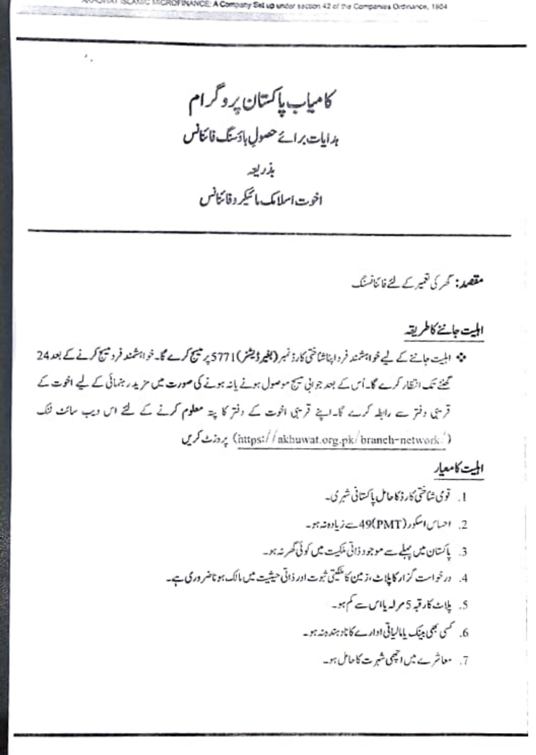# کامیاب پاکستان پروگرام

## ہدایات برائے حصولِ ہاؤسنگ فائنانس

### بذریعہ

### اخوت اسلامک مائیکروفائنانس

---

**مقصد:** گھر کی تعمیر کے لئے فائنانسنگ

**اہلیت جاننے کا طریقہ**

- اہلیت جاننے کے لیے خواہشمند فرد اپنا شناختی کارڈ نمبر (بغیر ڈیش) 5771 پر میسج کرے گا۔ خواہشمند فرد میسج کرنے کے بعد 24 گھنٹے تک انتظار کرے گا۔ اُس کے بعد جوابی میسج موصول ہونے یا نہ ہونے کی صورت میں مزید رہنمائی کے لیے اخوت کے قریبی دفتر سے رابطہ کرے گا۔ اپنے قریبی اخوت کے دفتر کا پتہ معلوم کرنے کے لئے اس ویب سائٹ لنک (https://akhuwat.org.pk/branch-network/) پر وزٹ کریں

**اہلیت کا معیار**

1. قومی شناختی کارڈ کا حامل پاکستانی شہری۔
2. احساس اسکور (PMT) 49 سے زیادہ نہ ہو۔
3. پاکستان میں پہلے سے موجود ذاتی ملکیت میں کوئی گھر نہ ہو۔
4. درخواست گزار کا پلاٹ، زمین کا ملکیتی ثبوت اور ذاتی حیثیت میں مالک ہونا ضروری ہے۔
5. پلاٹ کا رقبہ 5 مرلہ یا اس سے کم ہو۔
6. کسی بھی بینک یا مالیاتی ادارے کا نادہندہ نہ ہو۔
7. معاشرے میں اچھی شہرت کا حامل ہو۔